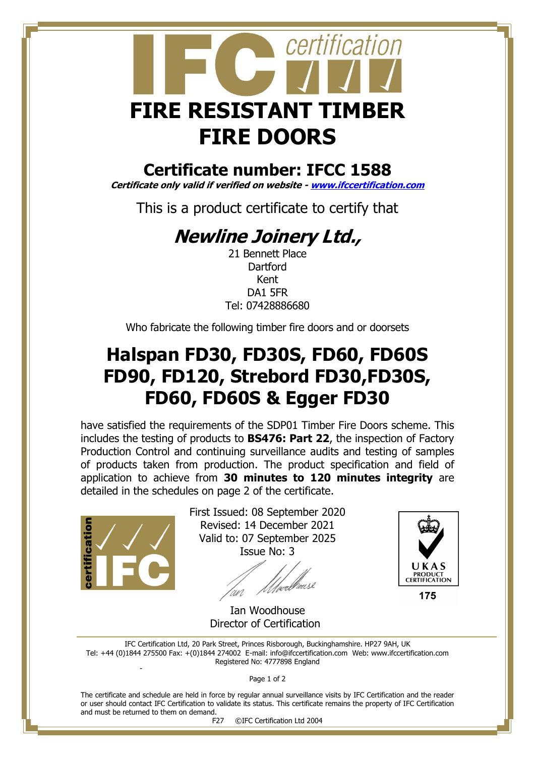# IFC certification

# FIRE RESISTANT TIMBER FIRE DOORS

## Certificate number: IFCC 1588

***Certificate only valid if verified on website - www.ifccertification.com***

This is a product certificate to certify that

## *Newline Joinery Ltd.,*

21 Bennett Place
Dartford
Kent
DA1 5FR
Tel: 07428886680

Who fabricate the following timber fire doors and or doorsets

# Halspan FD30, FD30S, FD60, FD60S FD90, FD120, Strebord FD30,FD30S, FD60, FD60S & Egger FD30

have satisfied the requirements of the SDP01 Timber Fire Doors scheme. This includes the testing of products to **BS476: Part 22**, the inspection of Factory Production Control and continuing surveillance audits and testing of samples of products taken from production. The product specification and field of application to achieve from **30 minutes to 120 minutes integrity** are detailed in the schedules on page 2 of the certificate.

First Issued: 08 September 2020
Revised: 14 December 2021
Valid to: 07 September 2025
Issue No: 3

Ian Woodhouse
Director of Certification

UKAS PRODUCT CERTIFICATION
175

IFC Certification Ltd, 20 Park Street, Princes Risborough, Buckinghamshire. HP27 9AH, UK
Tel: +44 (0)1844 275500 Fax: +(0)1844 274002 E-mail: info@ifccertification.com Web: www.ifccertification.com
Registered No: 4777898 England

The certificate and schedule are held in force by regular annual surveillance visits by IFC Certification and the reader or user should contact IFC Certification to validate its status. This certificate remains the property of IFC Certification and must be returned to them on demand.

F27 ©IFC Certification Ltd 2004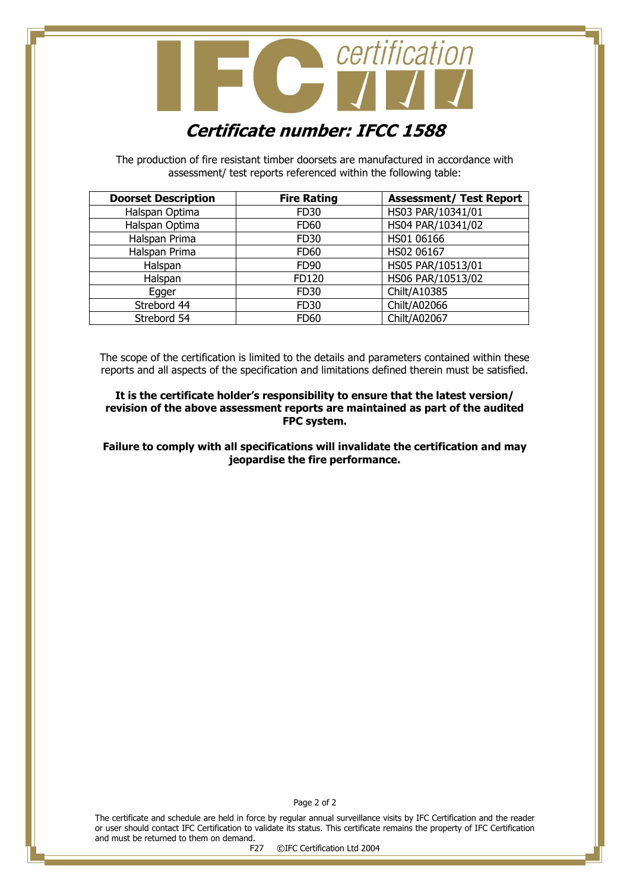# IFC certification

## *Certificate number: IFCC 1588*

The production of fire resistant timber doorsets are manufactured in accordance with assessment/ test reports referenced within the following table:

| Doorset Description | Fire Rating | Assessment/ Test Report |
|---|---|---|
| Halspan Optima | FD30 | HS03 PAR/10341/01 |
| Halspan Optima | FD60 | HS04 PAR/10341/02 |
| Halspan Prima | FD30 | HS01 06166 |
| Halspan Prima | FD60 | HS02 06167 |
| Halspan | FD90 | HS05 PAR/10513/01 |
| Halspan | FD120 | HS06 PAR/10513/02 |
| Egger | FD30 | Chilt/A10385 |
| Strebord 44 | FD30 | Chilt/A02066 |
| Strebord 54 | FD60 | Chilt/A02067 |

The scope of the certification is limited to the details and parameters contained within these reports and all aspects of the specification and limitations defined therein must be satisfied.

**It is the certificate holder's responsibility to ensure that the latest version/ revision of the above assessment reports are maintained as part of the audited FPC system.**

**Failure to comply with all specifications will invalidate the certification and may jeopardise the fire performance.**

The certificate and schedule are held in force by regular annual surveillance visits by IFC Certification and the reader or user should contact IFC Certification to validate its status. This certificate remains the property of IFC Certification and must be returned to them on demand.

F27 ©IFC Certification Ltd 2004